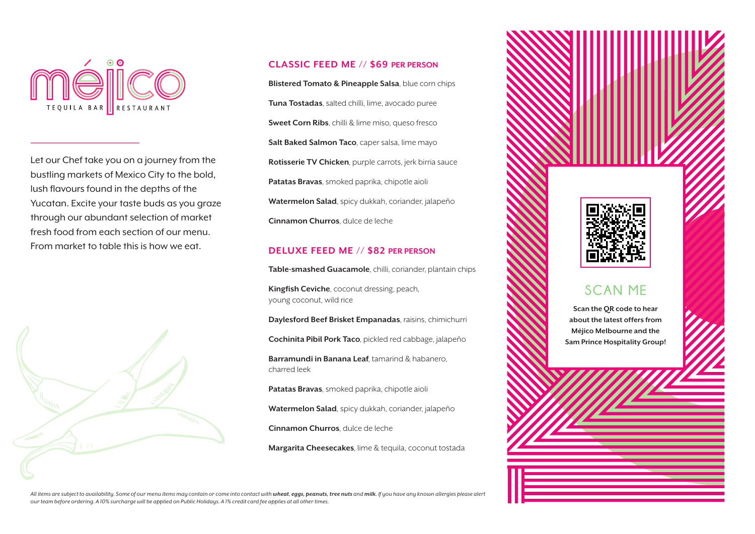# méjico

TEQUILA BAR | RESTAURANT

Let our Chef take you on a journey from the bustling markets of Mexico City to the bold, lush flavours found in the depths of the Yucatan. Excite your taste buds as you graze through our abundant selection of market fresh food from each section of our menu. From market to table this is how we eat.

## CLASSIC FEED ME // $69 PER PERSON

**Blistered Tomato & Pineapple Salsa**, blue corn chips

**Tuna Tostadas**, salted chilli, lime, avocado puree

**Sweet Corn Ribs**, chilli & lime miso, queso fresco

**Salt Baked Salmon Taco**, caper salsa, lime mayo

**Rotisserie TV Chicken**, purple carrots, jerk birria sauce

**Patatas Bravas**, smoked paprika, chipotle aioli

**Watermelon Salad**, spicy dukkah, coriander, jalapeño

**Cinnamon Churros**, dulce de leche

## DELUXE FEED ME // $82 PER PERSON

**Table-smashed Guacamole**, chilli, coriander, plantain chips

**Kingfish Ceviche**, coconut dressing, peach, young coconut, wild rice

**Daylesford Beef Brisket Empanadas**, raisins, chimichurri

**Cochinita Pibil Pork Taco**, pickled red cabbage, jalapeño

**Barramundi in Banana Leaf**, tamarind & habanero, charred leek

**Patatas Bravas**, smoked paprika, chipotle aioli

**Watermelon Salad**, spicy dukkah, coriander, jalapeño

**Cinnamon Churros**, dulce de leche

**Margarita Cheesecakes**, lime & tequila, coconut tostada

## SCAN ME

**Scan the QR code to hear about the latest offers from Méjico Melbourne and the Sam Prince Hospitality Group!**

*All items are subject to availability. Some of our menu items may contain or come into contact with **wheat, eggs, peanuts, tree nuts** and **milk**. If you have any known allergies please alert our team before ordering. A 10% surcharge will be applied on Public Holidays. A 1% credit card fee applies at all other times.*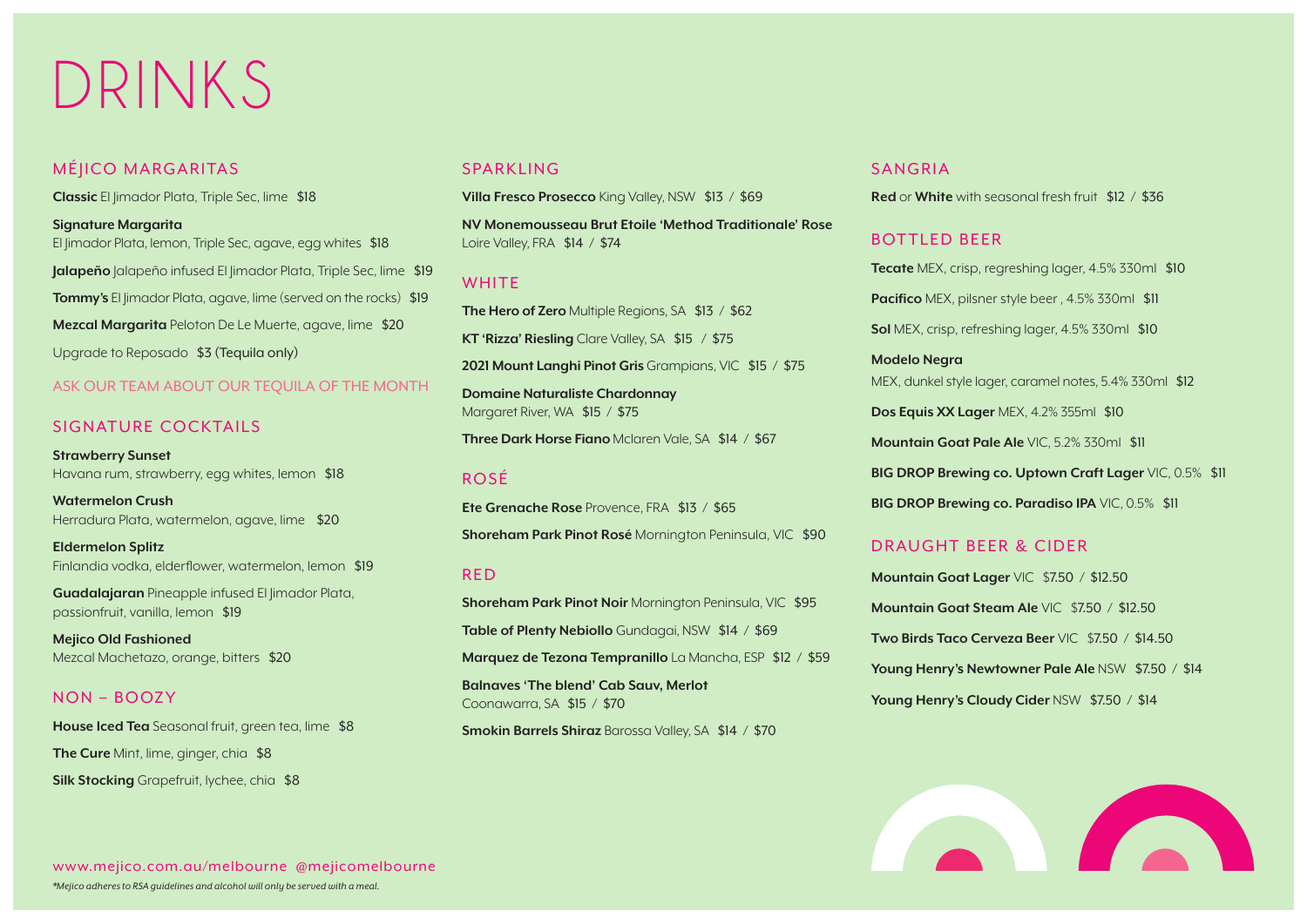# DRINKS

## MÉJICO MARGARITAS

**Classic** El Jimador Plata, Triple Sec, lime $18

**Signature Margarita**
El Jimador Plata, lemon, Triple Sec, agave, egg whites $18

**Jalapeño** Jalapeño infused El Jimador Plata, Triple Sec, lime $19

**Tommy's** El Jimador Plata, agave, lime (served on the rocks) $19

**Mezcal Margarita** Peloton De Le Muerte, agave, lime $20

Upgrade to Reposado $3 (Tequila only)

ASK OUR TEAM ABOUT OUR TEQUILA OF THE MONTH

## SIGNATURE COCKTAILS

**Strawberry Sunset**
Havana rum, strawberry, egg whites, lemon $18

**Watermelon Crush**
Herradura Plata, watermelon, agave, lime $20

**Eldermelon Splitz**
Finlandia vodka, elderflower, watermelon, lemon $19

**Guadalajaran** Pineapple infused El Jimador Plata, passionfruit, vanilla, lemon $19

**Mejico Old Fashioned**
Mezcal Machetazo, orange, bitters $20

## NON – BOOZY

**House Iced Tea** Seasonal fruit, green tea, lime $8

**The Cure** Mint, lime, ginger, chia $8

**Silk Stocking** Grapefruit, lychee, chia $8

## SPARKLING

**Villa Fresco Prosecco** King Valley, NSW $13 / $69

**NV Monemousseau Brut Etoile 'Method Traditionale' Rose**
Loire Valley, FRA $14 / $74

## WHITE

**The Hero of Zero** Multiple Regions, SA $13 / $62

**KT 'Rizza' Riesling** Clare Valley, SA $15 / $75

**2021 Mount Langhi Pinot Gris** Grampians, VIC $15 / $75

**Domaine Naturaliste Chardonnay**
Margaret River, WA $15 / $75

**Three Dark Horse Fiano** Mclaren Vale, SA $14 / $67

## ROSÉ

**Ete Grenache Rose** Provence, FRA $13 / $65

**Shoreham Park Pinot Rosé** Mornington Peninsula, VIC $90

## RED

**Shoreham Park Pinot Noir** Mornington Peninsula, VIC $95

**Table of Plenty Nebiollo** Gundagai, NSW $14 / $69

**Marquez de Tezona Tempranillo** La Mancha, ESP $12 / $59

**Balnaves 'The blend' Cab Sauv, Merlot**
Coonawarra, SA $15 / $70

**Smokin Barrels Shiraz** Barossa Valley, SA $14 / $70

## SANGRIA

**Red** or **White** with seasonal fresh fruit $12 / $36

## BOTTLED BEER

**Tecate** MEX, crisp, regreshing lager, 4.5% 330ml $10

**Pacifico** MEX, pilsner style beer , 4.5% 330ml $11

**Sol** MEX, crisp, refreshing lager, 4.5% 330ml $10

**Modelo Negra**
MEX, dunkel style lager, caramel notes, 5.4% 330ml $12

**Dos Equis XX Lager** MEX, 4.2% 355ml $10

**Mountain Goat Pale Ale** VIC, 5.2% 330ml $11

**BIG DROP Brewing co. Uptown Craft Lager** VIC, 0.5% $11

**BIG DROP Brewing co. Paradiso IPA** VIC, 0.5% $11

## DRAUGHT BEER & CIDER

**Mountain Goat Lager** VIC $7.50 / $12.50

**Mountain Goat Steam Ale** VIC $7.50 / $12.50

**Two Birds Taco Cerveza Beer** VIC $7.50 / $14.50

**Young Henry's Newtowner Pale Ale** NSW $7.50 / $14

**Young Henry's Cloudy Cider** NSW $7.50 / $14

www.mejico.com.au/melbourne @mejicomelbourne

*\*Mejico adheres to RSA guidelines and alcohol will only be served with a meal.*